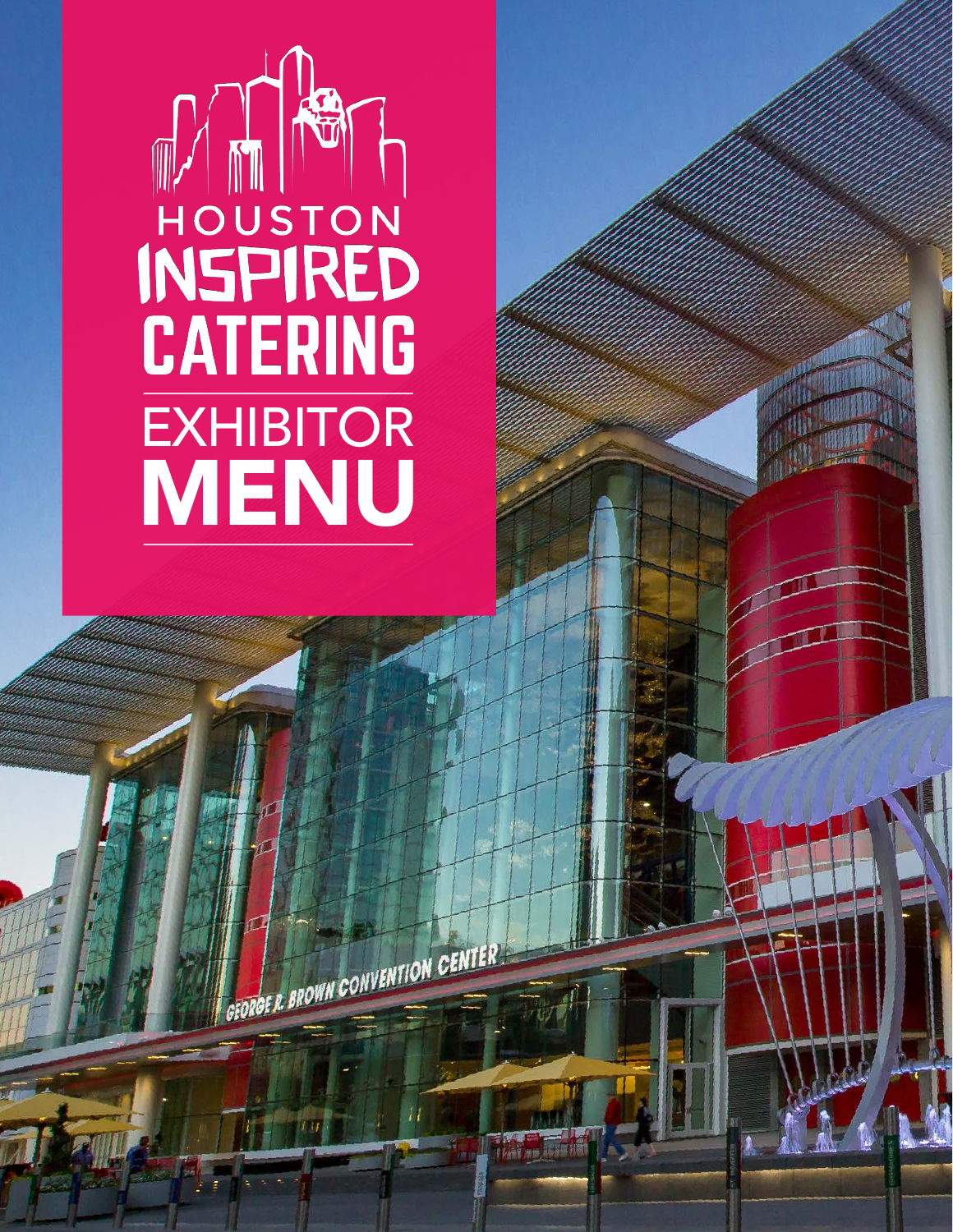# HOUSTON INSPIRED CATERING

# EXHIBITOR MENU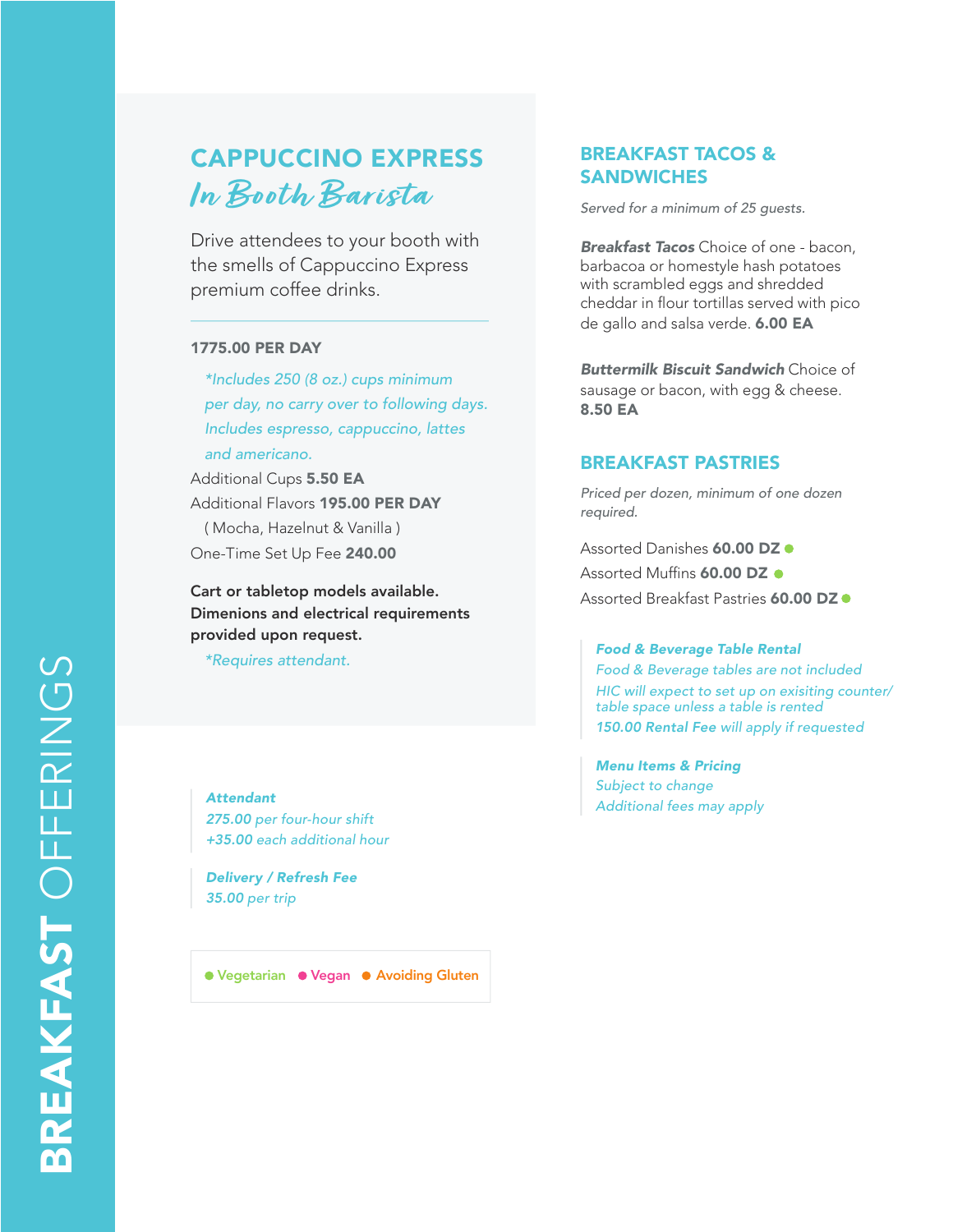# BREAKFAST OFFERINGS

## CAPPUCCINO EXPRESS

*In Booth Barista*

Drive attendees to your booth with the smells of Cappuccino Express premium coffee drinks.

**1775.00 PER DAY**

*\*Includes 250 (8 oz.) cups minimum per day, no carry over to following days. Includes espresso, cappuccino, lattes and americano.*

Additional Cups **5.50 EA**

Additional Flavors **195.00 PER DAY**

( Mocha, Hazelnut & Vanilla )

One-Time Set Up Fee **240.00**

**Cart or tabletop models available. Dimenions and electrical requirements provided upon request.**

*\*Requires attendant.*

***Attendant***
***275.00*** *per four-hour shift*
***+35.00*** *each additional hour*

***Delivery / Refresh Fee***
***35.00*** *per trip*

● Vegetarian ● Vegan ● Avoiding Gluten

## BREAKFAST TACOS & SANDWICHES

*Served for a minimum of 25 guests.*

***Breakfast Tacos*** Choice of one - bacon, barbacoa or homestyle hash potatoes with scrambled eggs and shredded cheddar in flour tortillas served with pico de gallo and salsa verde. **6.00 EA**

***Buttermilk Biscuit Sandwich*** Choice of sausage or bacon, with egg & cheese. **8.50 EA**

## BREAKFAST PASTRIES

*Priced per dozen, minimum of one dozen required.*

Assorted Danishes **60.00 DZ** ●

Assorted Muffins **60.00 DZ** ●

Assorted Breakfast Pastries **60.00 DZ** ●

***Food & Beverage Table Rental***
*Food & Beverage tables are not included*
*HIC will expect to set up on exisiting counter/ table space unless a table is rented*
***150.00 Rental Fee*** *will apply if requested*

***Menu Items & Pricing***
*Subject to change*
*Additional fees may apply*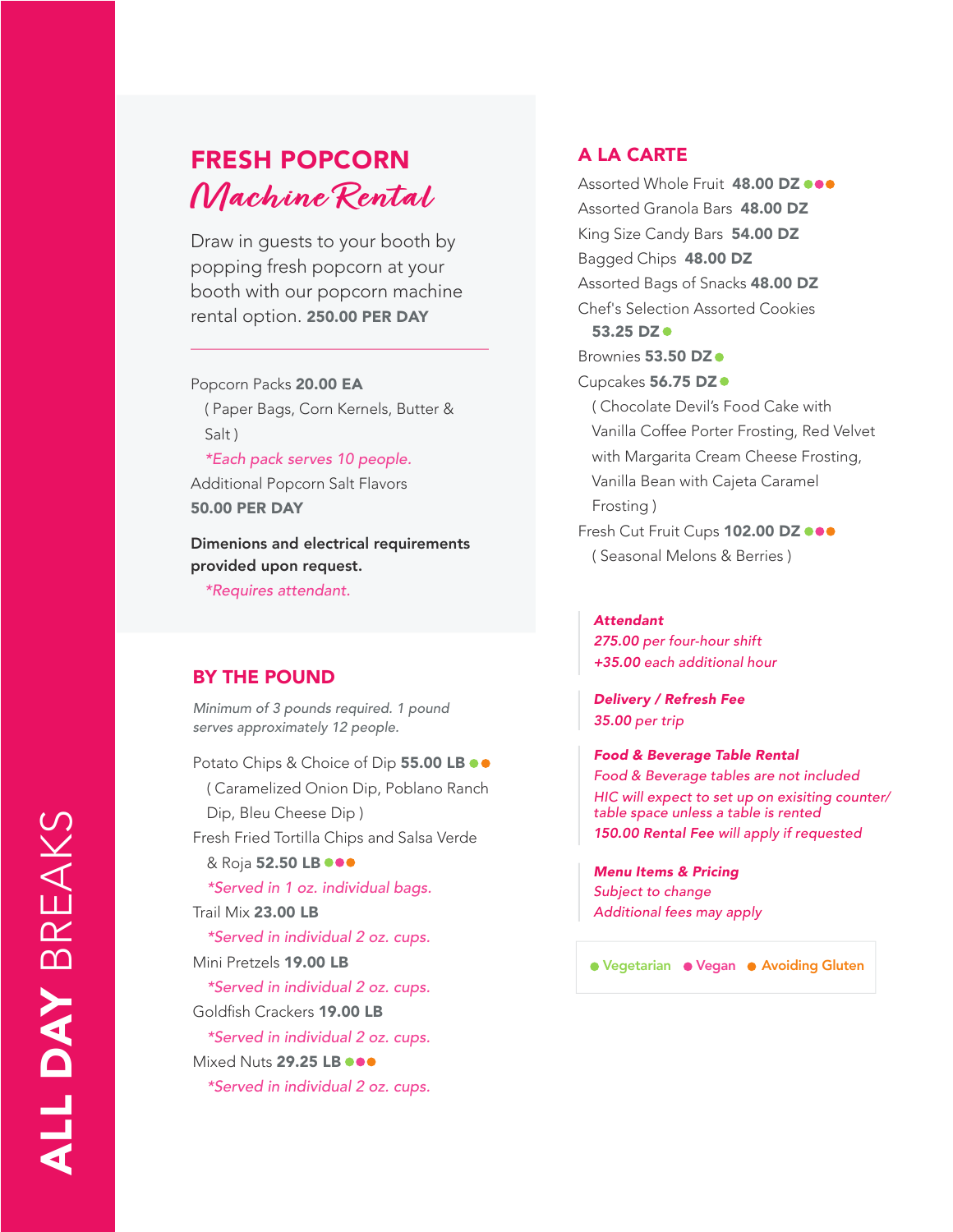# ALL DAY BREAKS

## FRESH POPCORN *Machine Rental*

Draw in guests to your booth by popping fresh popcorn at your booth with our popcorn machine rental option. **250.00 PER DAY**

Popcorn Packs **20.00 EA**
( Paper Bags, Corn Kernels, Butter & Salt )
*\*Each pack serves 10 people.*

Additional Popcorn Salt Flavors
**50.00 PER DAY**

**Dimenions and electrical requirements provided upon request.**
*\*Requires attendant.*

## BY THE POUND

*Minimum of 3 pounds required. 1 pound serves approximately 12 people.*

Potato Chips & Choice of Dip **55.00 LB** ● ●
( Caramelized Onion Dip, Poblano Ranch Dip, Bleu Cheese Dip )

Fresh Fried Tortilla Chips and Salsa Verde & Roja **52.50 LB** ● ● ●
*\*Served in 1 oz. individual bags.*

Trail Mix **23.00 LB**
*\*Served in individual 2 oz. cups.*

Mini Pretzels **19.00 LB**
*\*Served in individual 2 oz. cups.*

Goldfish Crackers **19.00 LB**
*\*Served in individual 2 oz. cups.*

Mixed Nuts **29.25 LB** ● ● ●
*\*Served in individual 2 oz. cups.*

## A LA CARTE

Assorted Whole Fruit **48.00 DZ** ● ● ●

Assorted Granola Bars **48.00 DZ**

King Size Candy Bars **54.00 DZ**

Bagged Chips **48.00 DZ**

Assorted Bags of Snacks **48.00 DZ**

Chef's Selection Assorted Cookies **53.25 DZ** ●

Brownies **53.50 DZ** ●

Cupcakes **56.75 DZ** ●
( Chocolate Devil's Food Cake with Vanilla Coffee Porter Frosting, Red Velvet with Margarita Cream Cheese Frosting, Vanilla Bean with Cajeta Caramel Frosting )

Fresh Cut Fruit Cups **102.00 DZ** ● ● ●
( Seasonal Melons & Berries )

***Attendant***
*275.00 per four-hour shift*
*+35.00 each additional hour*

***Delivery / Refresh Fee***
*35.00 per trip*

***Food & Beverage Table Rental***
*Food & Beverage tables are not included*
*HIC will expect to set up on exisiting counter/ table space unless a table is rented*
*150.00 Rental Fee will apply if requested*

***Menu Items & Pricing***
*Subject to change*
*Additional fees may apply*

● Vegetarian ● Vegan ● Avoiding Gluten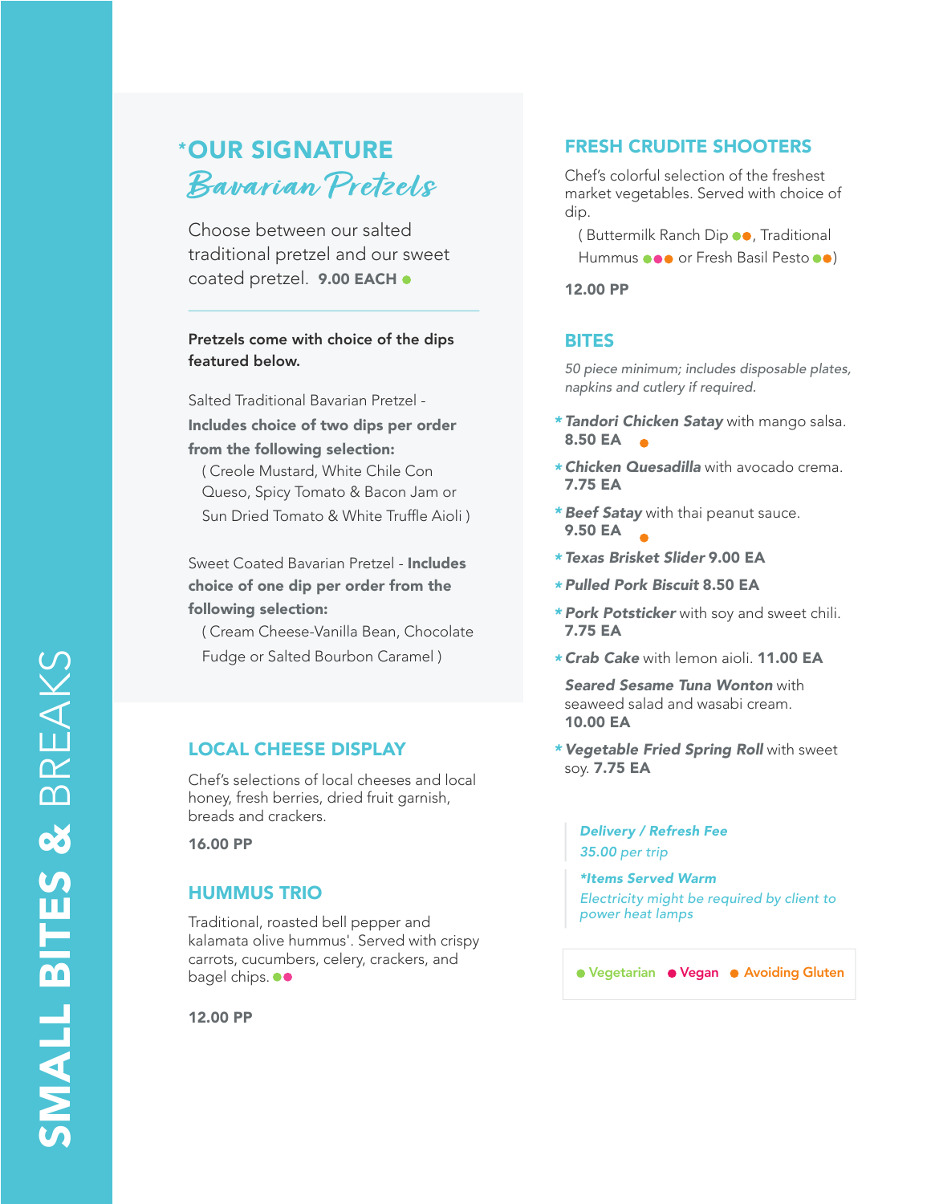# SMALL BITES & BREAKS

## *OUR SIGNATURE *Bavarian Pretzels*

Choose between our salted traditional pretzel and our sweet coated pretzel. **9.00 EACH** ● 

**Pretzels come with choice of the dips featured below.**

Salted Traditional Bavarian Pretzel - **Includes choice of two dips per order from the following selection:**
( Creole Mustard, White Chile Con Queso, Spicy Tomato & Bacon Jam or Sun Dried Tomato & White Truffle Aioli )

Sweet Coated Bavarian Pretzel - **Includes choice of one dip per order from the following selection:**
( Cream Cheese-Vanilla Bean, Chocolate Fudge or Salted Bourbon Caramel )

## LOCAL CHEESE DISPLAY

Chef's selections of local cheeses and local honey, fresh berries, dried fruit garnish, breads and crackers.

**16.00 PP**

## HUMMUS TRIO

Traditional, roasted bell pepper and kalamata olive hummus'. Served with crispy carrots, cucumbers, celery, crackers, and bagel chips. ●●

**12.00 PP**

## FRESH CRUDITE SHOOTERS

Chef's colorful selection of the freshest market vegetables. Served with choice of dip.
( Buttermilk Ranch Dip ●●, Traditional Hummus ●●● or Fresh Basil Pesto ●●)

**12.00 PP**

## BITES

*50 piece minimum; includes disposable plates, napkins and cutlery if required.*

- \* ***Tandori Chicken Satay*** with mango salsa. **8.50 EA** ●
- \* ***Chicken Quesadilla*** with avocado crema. **7.75 EA**
- \* ***Beef Satay*** with thai peanut sauce. **9.50 EA** ●
- \* ***Texas Brisket Slider* 9.00 EA**
- \* ***Pulled Pork Biscuit* 8.50 EA**
- \* ***Pork Potsticker*** with soy and sweet chili. **7.75 EA**
- \* ***Crab Cake*** with lemon aioli. **11.00 EA**
- ***Seared Sesame Tuna Wonton*** with seaweed salad and wasabi cream. **10.00 EA**
- \* ***Vegetable Fried Spring Roll*** with sweet soy. **7.75 EA**

***Delivery / Refresh Fee***
*35.00 per trip*

***\*Items Served Warm***
*Electricity might be required by client to power heat lamps*

● Vegetarian ● Vegan ● Avoiding Gluten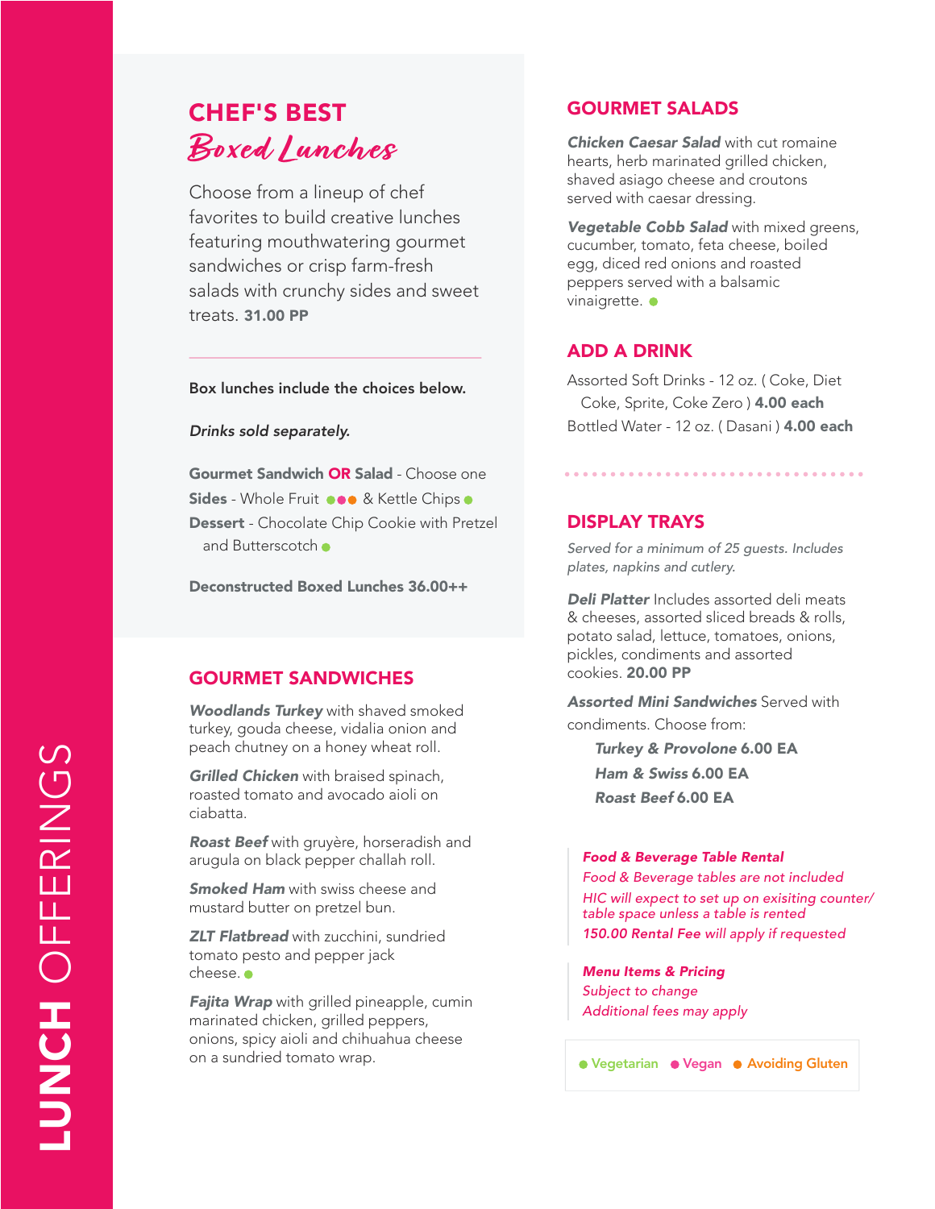# LUNCH OFFERINGS

## CHEF'S BEST *Boxed Lunches*

Choose from a lineup of chef favorites to build creative lunches featuring mouthwatering gourmet sandwiches or crisp farm-fresh salads with crunchy sides and sweet treats. **31.00 PP**

**Box lunches include the choices below.**

***Drinks sold separately.***

**Gourmet Sandwich OR Salad** - Choose one

**Sides** - Whole Fruit ●●● & Kettle Chips ●

**Dessert** - Chocolate Chip Cookie with Pretzel and Butterscotch ●

**Deconstructed Boxed Lunches 36.00++**

## GOURMET SANDWICHES

***Woodlands Turkey*** with shaved smoked turkey, gouda cheese, vidalia onion and peach chutney on a honey wheat roll.

***Grilled Chicken*** with braised spinach, roasted tomato and avocado aioli on ciabatta.

***Roast Beef*** with gruyère, horseradish and arugula on black pepper challah roll.

***Smoked Ham*** with swiss cheese and mustard butter on pretzel bun.

***ZLT Flatbread*** with zucchini, sundried tomato pesto and pepper jack cheese. ●

***Fajita Wrap*** with grilled pineapple, cumin marinated chicken, grilled peppers, onions, spicy aioli and chihuahua cheese on a sundried tomato wrap.

## GOURMET SALADS

***Chicken Caesar Salad*** with cut romaine hearts, herb marinated grilled chicken, shaved asiago cheese and croutons served with caesar dressing.

***Vegetable Cobb Salad*** with mixed greens, cucumber, tomato, feta cheese, boiled egg, diced red onions and roasted peppers served with a balsamic vinaigrette. ●

## ADD A DRINK

Assorted Soft Drinks - 12 oz. ( Coke, Diet Coke, Sprite, Coke Zero ) **4.00 each**

Bottled Water - 12 oz. ( Dasani ) **4.00 each**

## DISPLAY TRAYS

*Served for a minimum of 25 guests. Includes plates, napkins and cutlery.*

***Deli Platter*** Includes assorted deli meats & cheeses, assorted sliced breads & rolls, potato salad, lettuce, tomatoes, onions, pickles, condiments and assorted cookies. **20.00 PP**

***Assorted Mini Sandwiches*** Served with condiments. Choose from:

- ***Turkey & Provolone*** **6.00 EA**
- ***Ham & Swiss*** **6.00 EA**
- ***Roast Beef*** **6.00 EA**

***Food & Beverage Table Rental***
*Food & Beverage tables are not included*
*HIC will expect to set up on exisiting counter/ table space unless a table is rented*
***150.00 Rental Fee** will apply if requested*

***Menu Items & Pricing***
*Subject to change*
*Additional fees may apply*

● Vegetarian ● Vegan ● Avoiding Gluten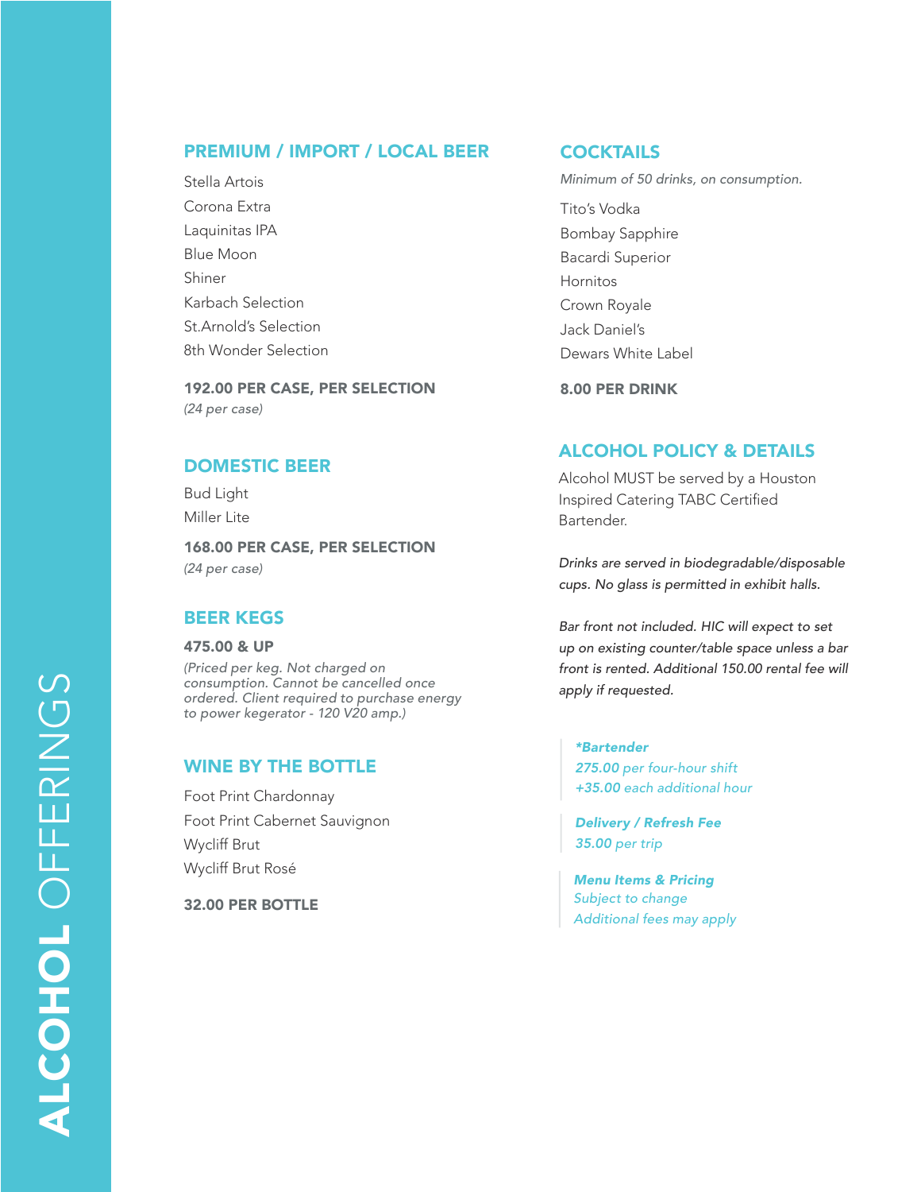# **ALCOHOL** OFFERINGS

## PREMIUM / IMPORT / LOCAL BEER

Stella Artois
Corona Extra
Laquinitas IPA
Blue Moon
Shiner
Karbach Selection
St.Arnold's Selection
8th Wonder Selection

**192.00 PER CASE, PER SELECTION**
*(24 per case)*

## DOMESTIC BEER

Bud Light
Miller Lite

**168.00 PER CASE, PER SELECTION**
*(24 per case)*

## BEER KEGS

**475.00 & UP**
*(Priced per keg. Not charged on consumption. Cannot be cancelled once ordered. Client required to purchase energy to power kegerator - 120 V20 amp.)*

## WINE BY THE BOTTLE

Foot Print Chardonnay
Foot Print Cabernet Sauvignon
Wycliff Brut
Wycliff Brut Rosé

**32.00 PER BOTTLE**

## COCKTAILS

*Minimum of 50 drinks, on consumption.*

Tito's Vodka
Bombay Sapphire
Bacardi Superior
Hornitos
Crown Royale
Jack Daniel's
Dewars White Label

**8.00 PER DRINK**

## ALCOHOL POLICY & DETAILS

Alcohol MUST be served by a Houston Inspired Catering TABC Certified Bartender.

*Drinks are served in biodegradable/disposable cups. No glass is permitted in exhibit halls.*

*Bar front not included. HIC will expect to set up on existing counter/table space unless a bar front is rented. Additional 150.00 rental fee will apply if requested.*

***Bartender**
*275.00 per four-hour shift*
*+35.00 each additional hour*

***Delivery / Refresh Fee***
*35.00 per trip*

***Menu Items & Pricing***
*Subject to change*
*Additional fees may apply*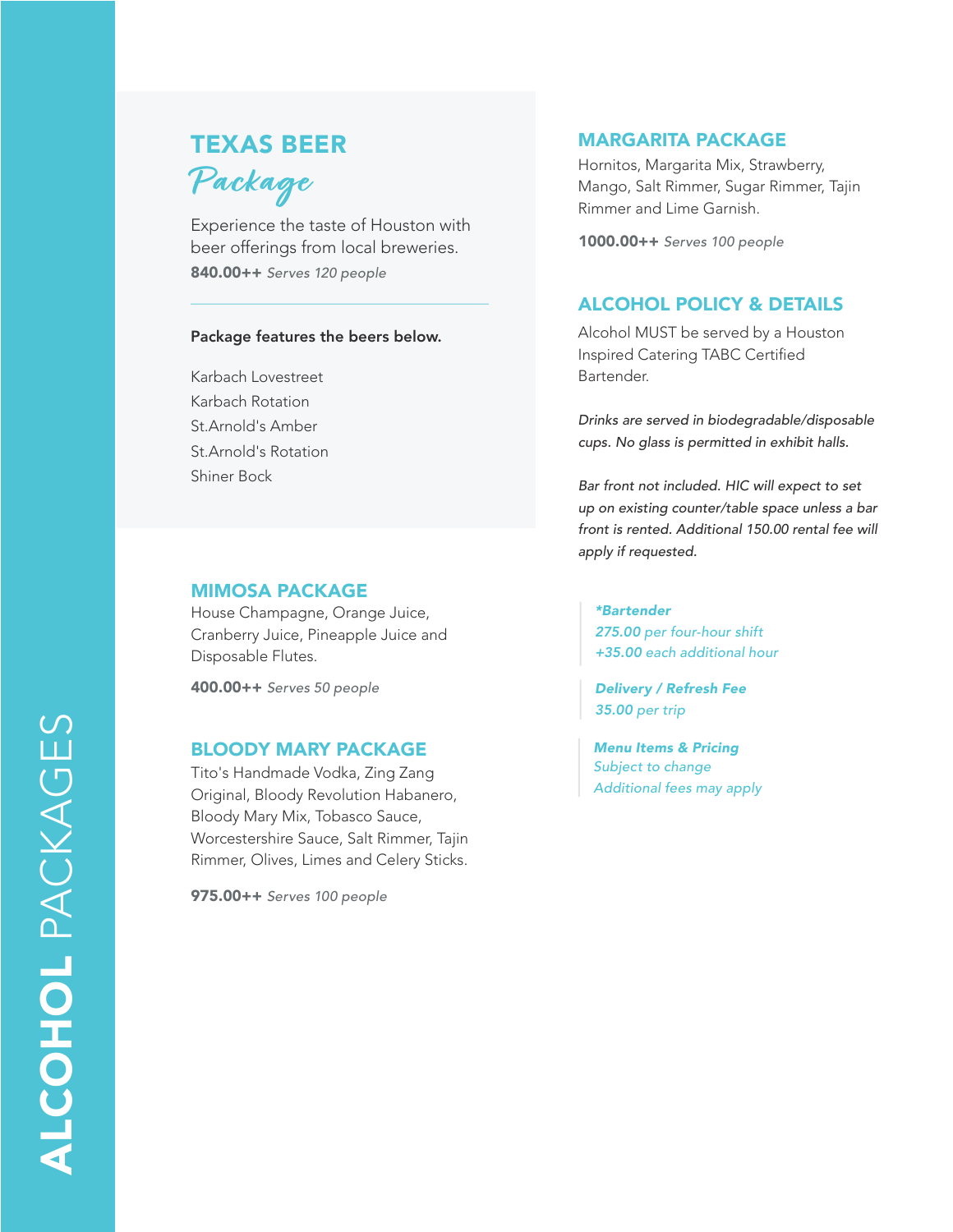# ALCOHOL PACKAGES

## TEXAS BEER *Package*

Experience the taste of Houston with beer offerings from local breweries.

**840.00++** *Serves 120 people*

**Package features the beers below.**

Karbach Lovestreet
Karbach Rotation
St.Arnold's Amber
St.Arnold's Rotation
Shiner Bock

## MIMOSA PACKAGE

House Champagne, Orange Juice, Cranberry Juice, Pineapple Juice and Disposable Flutes.

**400.00++** *Serves 50 people*

## BLOODY MARY PACKAGE

Tito's Handmade Vodka, Zing Zang Original, Bloody Revolution Habanero, Bloody Mary Mix, Tobasco Sauce, Worcestershire Sauce, Salt Rimmer, Tajin Rimmer, Olives, Limes and Celery Sticks.

**975.00++** *Serves 100 people*

## MARGARITA PACKAGE

Hornitos, Margarita Mix, Strawberry, Mango, Salt Rimmer, Sugar Rimmer, Tajin Rimmer and Lime Garnish.

**1000.00++** *Serves 100 people*

## ALCOHOL POLICY & DETAILS

Alcohol MUST be served by a Houston Inspired Catering TABC Certified Bartender.

*Drinks are served in biodegradable/disposable cups. No glass is permitted in exhibit halls.*

*Bar front not included. HIC will expect to set up on existing counter/table space unless a bar front is rented. Additional 150.00 rental fee will apply if requested.*

***Bartender**
*275.00 per four-hour shift*
*+35.00 each additional hour*

***Delivery / Refresh Fee***
*35.00 per trip*

***Menu Items & Pricing***
*Subject to change*
*Additional fees may apply*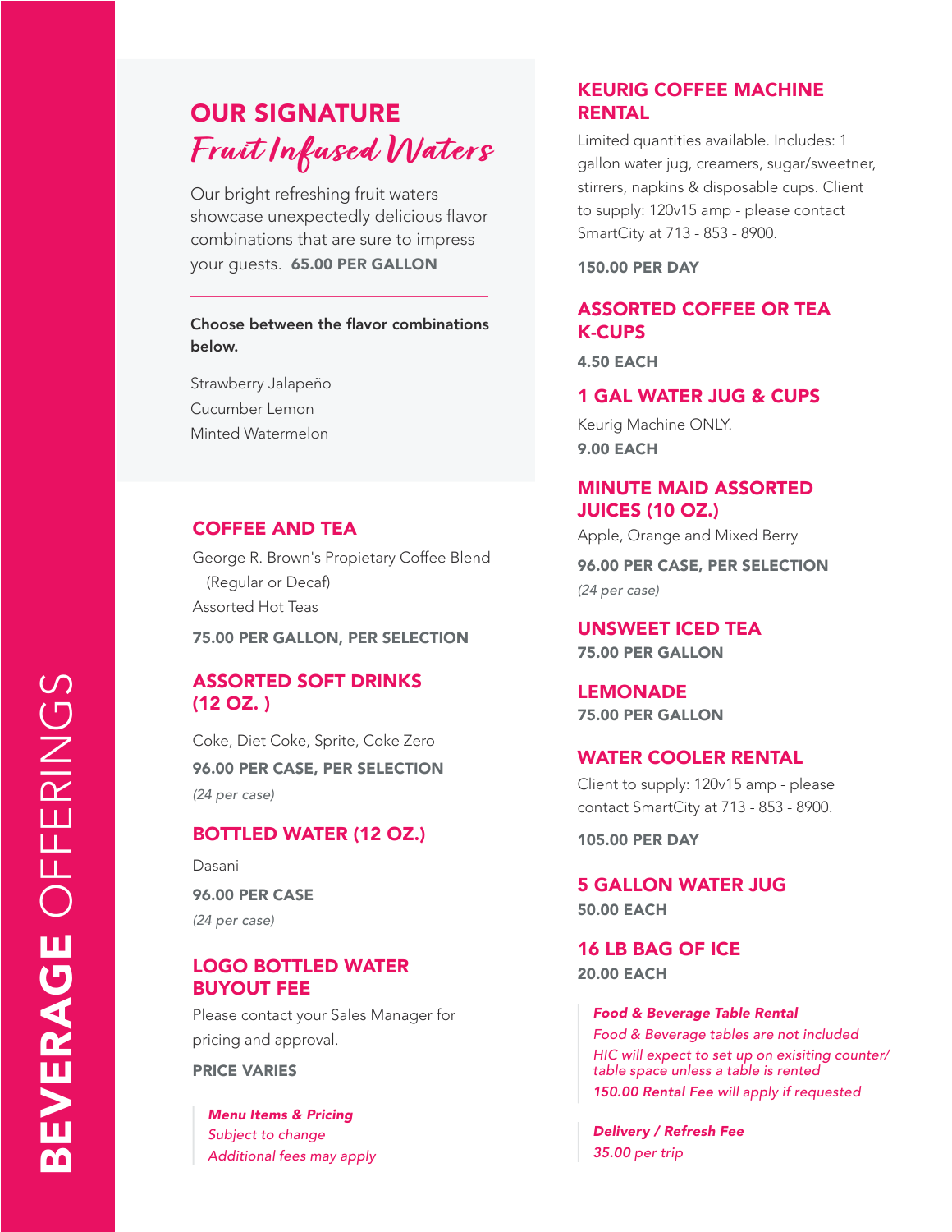# BEVERAGE OFFERINGS

## OUR SIGNATURE *Fruit Infused Waters*

Our bright refreshing fruit waters showcase unexpectedly delicious flavor combinations that are sure to impress your guests. **65.00 PER GALLON**

**Choose between the flavor combinations below.**

Strawberry Jalapeño
Cucumber Lemon
Minted Watermelon

## COFFEE AND TEA

George R. Brown's Propietary Coffee Blend (Regular or Decaf)
Assorted Hot Teas

**75.00 PER GALLON, PER SELECTION**

## ASSORTED SOFT DRINKS (12 OZ. )

Coke, Diet Coke, Sprite, Coke Zero

**96.00 PER CASE, PER SELECTION**

*(24 per case)*

## BOTTLED WATER (12 OZ.)

Dasani

**96.00 PER CASE**

*(24 per case)*

## LOGO BOTTLED WATER BUYOUT FEE

Please contact your Sales Manager for pricing and approval.

**PRICE VARIES**

***Menu Items & Pricing***
*Subject to change*
*Additional fees may apply*

## KEURIG COFFEE MACHINE RENTAL

Limited quantities available. Includes: 1 gallon water jug, creamers, sugar/sweetner, stirrers, napkins & disposable cups. Client to supply: 120v15 amp - please contact SmartCity at 713 - 853 - 8900.

**150.00 PER DAY**

## ASSORTED COFFEE OR TEA K-CUPS

**4.50 EACH**

## 1 GAL WATER JUG & CUPS

Keurig Machine ONLY.
**9.00 EACH**

## MINUTE MAID ASSORTED JUICES (10 OZ.)

Apple, Orange and Mixed Berry

**96.00 PER CASE, PER SELECTION**

*(24 per case)*

## UNSWEET ICED TEA

**75.00 PER GALLON**

## LEMONADE

**75.00 PER GALLON**

## WATER COOLER RENTAL

Client to supply: 120v15 amp - please contact SmartCity at 713 - 853 - 8900.

**105.00 PER DAY**

## 5 GALLON WATER JUG

**50.00 EACH**

## 16 LB BAG OF ICE

**20.00 EACH**

***Food & Beverage Table Rental***
*Food & Beverage tables are not included*
*HIC will expect to set up on exisiting counter/ table space unless a table is rented*
***150.00** Rental Fee will apply if requested*

***Delivery / Refresh Fee***
***35.00** per trip*